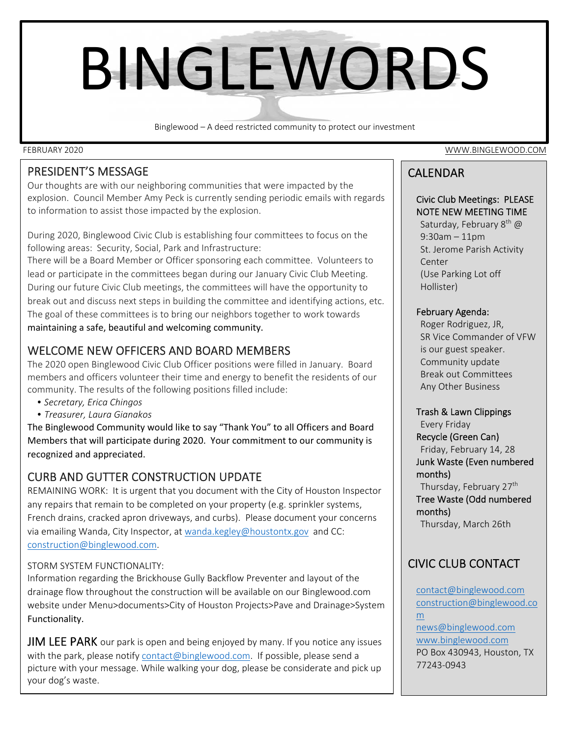# BINGLEWORDS

Binglewood – A deed restricted community to protect our investment

FEBRUARY 2020

WWW.BINGLEWOOD.COM

## PRESIDENT'S MESSAGE

Our thoughts are with our neighboring communities that were impacted by the explosion. Council Member Amy Peck is currently sending periodic emails with regards to information to assist those impacted by the explosion.

During 2020, Binglewood Civic Club is establishing four committees to focus on the following areas: Security, Social, Park and Infrastructure:
There will be a Board Member or Officer sponsoring each committee. Volunteers to lead or participate in the committees began during our January Civic Club Meeting. During our future Civic Club meetings, the committees will have the opportunity to break out and discuss next steps in building the committee and identifying actions, etc. The goal of these committees is to bring our neighbors together to work towards maintaining a safe, beautiful and welcoming community.

## WELCOME NEW OFFICERS AND BOARD MEMBERS

The 2020 open Binglewood Civic Club Officer positions were filled in January. Board members and officers volunteer their time and energy to benefit the residents of our community. The results of the following positions filled include:

- *Secretary, Erica Chingos*
- *Treasurer, Laura Gianakos*

The Binglewood Community would like to say "Thank You" to all Officers and Board Members that will participate during 2020. Your commitment to our community is recognized and appreciated.

## CURB AND GUTTER CONSTRUCTION UPDATE

REMAINING WORK: It is urgent that you document with the City of Houston Inspector any repairs that remain to be completed on your property (e.g. sprinkler systems, French drains, cracked apron driveways, and curbs). Please document your concerns via emailing Wanda, City Inspector, at wanda.kegley@houstontx.gov and CC: construction@binglewood.com.

STORM SYSTEM FUNCTIONALITY:
Information regarding the Brickhouse Gully Backflow Preventer and layout of the drainage flow throughout the construction will be available on our Binglewood.com website under Menu>documents>City of Houston Projects>Pave and Drainage>System Functionality.

JIM LEE PARK our park is open and being enjoyed by many. If you notice any issues with the park, please notify contact@binglewood.com. If possible, please send a picture with your message. While walking your dog, please be considerate and pick up your dog's waste.

## CALENDAR

**Civic Club Meetings: PLEASE NOTE NEW MEETING TIME**
Saturday, February 8th @ 9:30am – 11pm
St. Jerome Parish Activity Center
(Use Parking Lot off Hollister)

**February Agenda:**
Roger Rodriguez, JR, SR Vice Commander of VFW is our guest speaker.
Community update
Break out Committees
Any Other Business

**Trash & Lawn Clippings**
Every Friday
**Recycle (Green Can)**
Friday, February 14, 28
**Junk Waste (Even numbered months)**
Thursday, February 27th
**Tree Waste (Odd numbered months)**
Thursday, March 26th

## CIVIC CLUB CONTACT

contact@binglewood.com
construction@binglewood.com
news@binglewood.com
www.binglewood.com
PO Box 430943, Houston, TX 77243-0943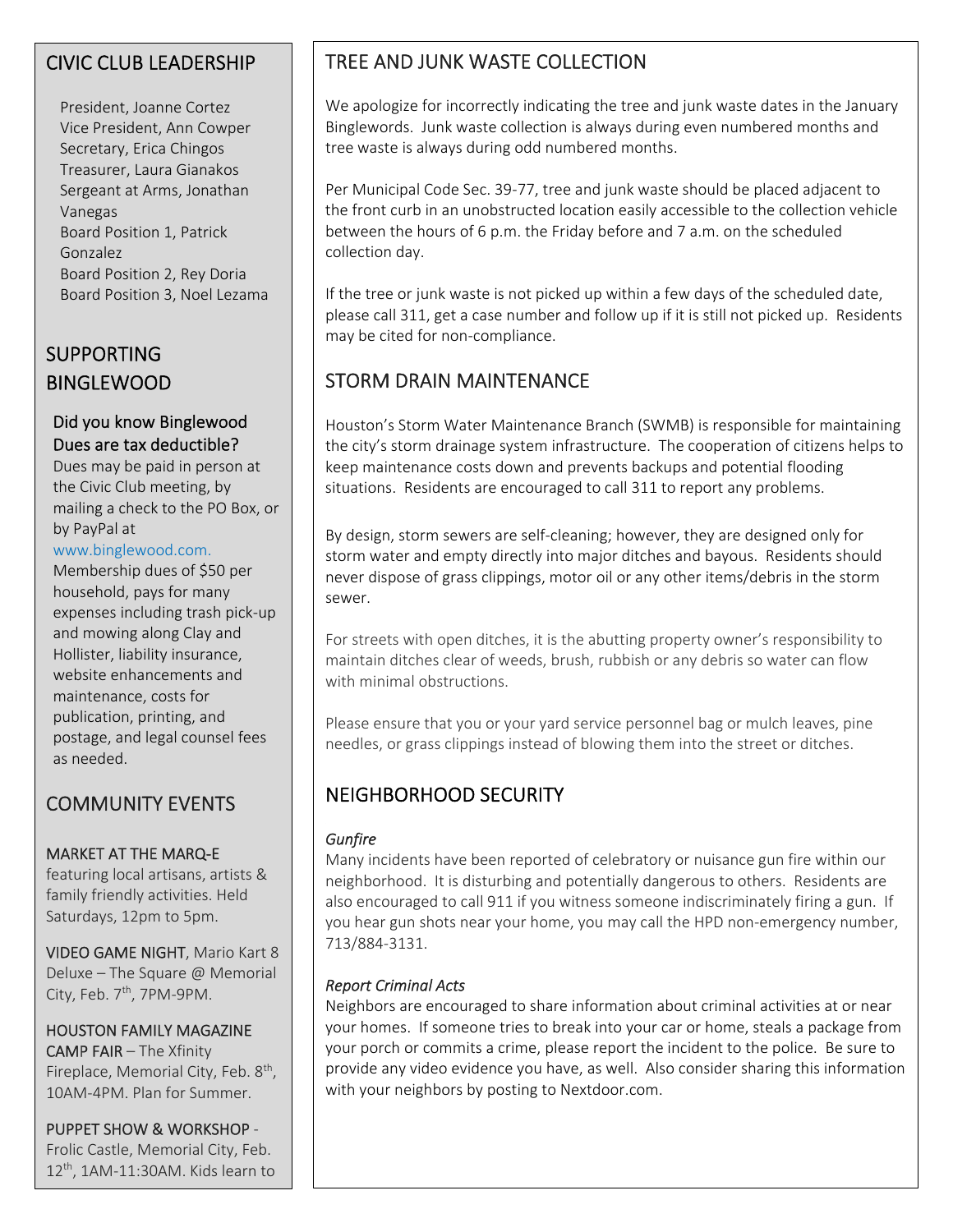## CIVIC CLUB LEADERSHIP

President, Joanne Cortez
Vice President, Ann Cowper
Secretary, Erica Chingos
Treasurer, Laura Gianakos
Sergeant at Arms, Jonathan Vanegas
Board Position 1, Patrick Gonzalez
Board Position 2, Rey Doria
Board Position 3, Noel Lezama

## SUPPORTING BINGLEWOOD

### Did you know Binglewood Dues are tax deductible?

Dues may be paid in person at the Civic Club meeting, by mailing a check to the PO Box, or by PayPal at www.binglewood.com.
Membership dues of $50 per household, pays for many expenses including trash pick-up and mowing along Clay and Hollister, liability insurance, website enhancements and maintenance, costs for publication, printing, and postage, and legal counsel fees as needed.

## COMMUNITY EVENTS

**MARKET AT THE MARQ-E** featuring local artisans, artists & family friendly activities. Held Saturdays, 12pm to 5pm.

**VIDEO GAME NIGHT**, Mario Kart 8 Deluxe – The Square @ Memorial City, Feb. 7th, 7PM-9PM.

**HOUSTON FAMILY MAGAZINE CAMP FAIR** – The Xfinity Fireplace, Memorial City, Feb. 8th, 10AM-4PM. Plan for Summer.

**PUPPET SHOW & WORKSHOP** - Frolic Castle, Memorial City, Feb. 12th, 1AM-11:30AM. Kids learn to

## TREE AND JUNK WASTE COLLECTION

We apologize for incorrectly indicating the tree and junk waste dates in the January Binglewords. Junk waste collection is always during even numbered months and tree waste is always during odd numbered months.

Per Municipal Code Sec. 39-77, tree and junk waste should be placed adjacent to the front curb in an unobstructed location easily accessible to the collection vehicle between the hours of 6 p.m. the Friday before and 7 a.m. on the scheduled collection day.

If the tree or junk waste is not picked up within a few days of the scheduled date, please call 311, get a case number and follow up if it is still not picked up. Residents may be cited for non-compliance.

## STORM DRAIN MAINTENANCE

Houston's Storm Water Maintenance Branch (SWMB) is responsible for maintaining the city's storm drainage system infrastructure. The cooperation of citizens helps to keep maintenance costs down and prevents backups and potential flooding situations. Residents are encouraged to call 311 to report any problems.

By design, storm sewers are self-cleaning; however, they are designed only for storm water and empty directly into major ditches and bayous. Residents should never dispose of grass clippings, motor oil or any other items/debris in the storm sewer.

For streets with open ditches, it is the abutting property owner's responsibility to maintain ditches clear of weeds, brush, rubbish or any debris so water can flow with minimal obstructions.

Please ensure that you or your yard service personnel bag or mulch leaves, pine needles, or grass clippings instead of blowing them into the street or ditches.

## NEIGHBORHOOD SECURITY

*Gunfire*
Many incidents have been reported of celebratory or nuisance gun fire within our neighborhood. It is disturbing and potentially dangerous to others. Residents are also encouraged to call 911 if you witness someone indiscriminately firing a gun. If you hear gun shots near your home, you may call the HPD non-emergency number, 713/884-3131.

*Report Criminal Acts*
Neighbors are encouraged to share information about criminal activities at or near your homes. If someone tries to break into your car or home, steals a package from your porch or commits a crime, please report the incident to the police. Be sure to provide any video evidence you have, as well. Also consider sharing this information with your neighbors by posting to Nextdoor.com.